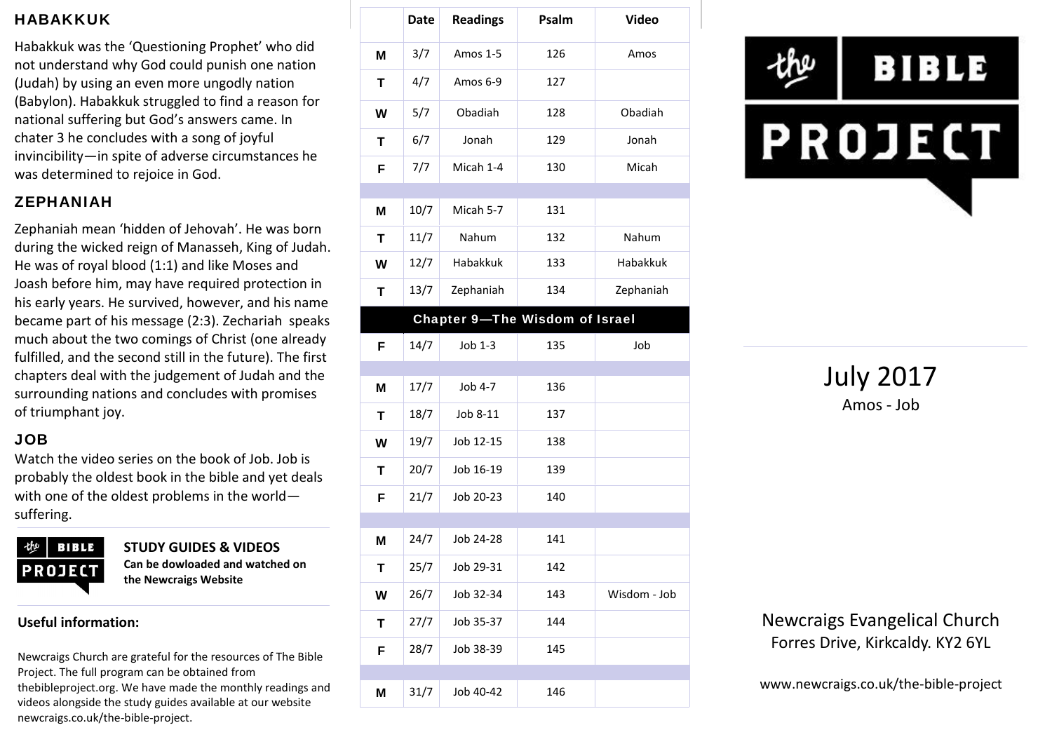## HABAKKUK

Habakkuk was the 'Questioning Prophet' who did not understand why God could punish one nation (Judah) by using an even more ungodly nation (Babylon). Habakkuk struggled to find a reason for national suffering but God's answers came. In chater 3 he concludes with a song of joyful invincibility—in spite of adverse circumstances he was determined to rejoice in God.

## ZEPHANIAH

Zephaniah mean 'hidden of Jehovah'. He was born during the wicked reign of Manasseh, King of Judah. He was of royal blood (1:1) and like Moses and Joash before him, may have required protection in his early years. He survived, however, and his name became part of his message (2:3). Zechariah speaks much about the two comings of Christ (one already fulfilled, and the second still in the future). The first chapters deal with the judgement of Judah and the surrounding nations and concludes with promises of triumphant joy.

## JOB

Watch the video series on the book of Job. Job is probably the oldest book in the bible and yet deals with one of the oldest problems in the world—suffering.

**STUDY GUIDES & VIDEOS**
**Can be dowloaded and watched on the Newcraigs Website**

**Useful information:**

Newcraigs Church are grateful for the resources of The Bible Project. The full program can be obtained from thebibleproject.org. We have made the monthly readings and videos alongside the study guides available at our website newcraigs.co.uk/the-bible-project.

| | Date | Readings | Psalm | Video |
|---|---|---|---|---|
| M | 3/7 | Amos 1-5 | 126 | Amos |
| T | 4/7 | Amos 6-9 | 127 | |
| W | 5/7 | Obadiah | 128 | Obadiah |
| T | 6/7 | Jonah | 129 | Jonah |
| F | 7/7 | Micah 1-4 | 130 | Micah |
| | | | | |
| M | 10/7 | Micah 5-7 | 131 | |
| T | 11/7 | Nahum | 132 | Nahum |
| W | 12/7 | Habakkuk | 133 | Habakkuk |
| T | 13/7 | Zephaniah | 134 | Zephaniah |
| **Chapter 9—The Wisdom of Israel** | | | | |
| F | 14/7 | Job 1-3 | 135 | Job |
| | | | | |
| M | 17/7 | Job 4-7 | 136 | |
| T | 18/7 | Job 8-11 | 137 | |
| W | 19/7 | Job 12-15 | 138 | |
| T | 20/7 | Job 16-19 | 139 | |
| F | 21/7 | Job 20-23 | 140 | |
| | | | | |
| M | 24/7 | Job 24-28 | 141 | |
| T | 25/7 | Job 29-31 | 142 | |
| W | 26/7 | Job 32-34 | 143 | Wisdom - Job |
| T | 27/7 | Job 35-37 | 144 | |
| F | 28/7 | Job 38-39 | 145 | |
| | | | | |
| M | 31/7 | Job 40-42 | 146 | |

the BIBLE PROJECT

# July 2017

Amos - Job

Newcraigs Evangelical Church
Forres Drive, Kirkcaldy. KY2 6YL

www.newcraigs.co.uk/the-bible-project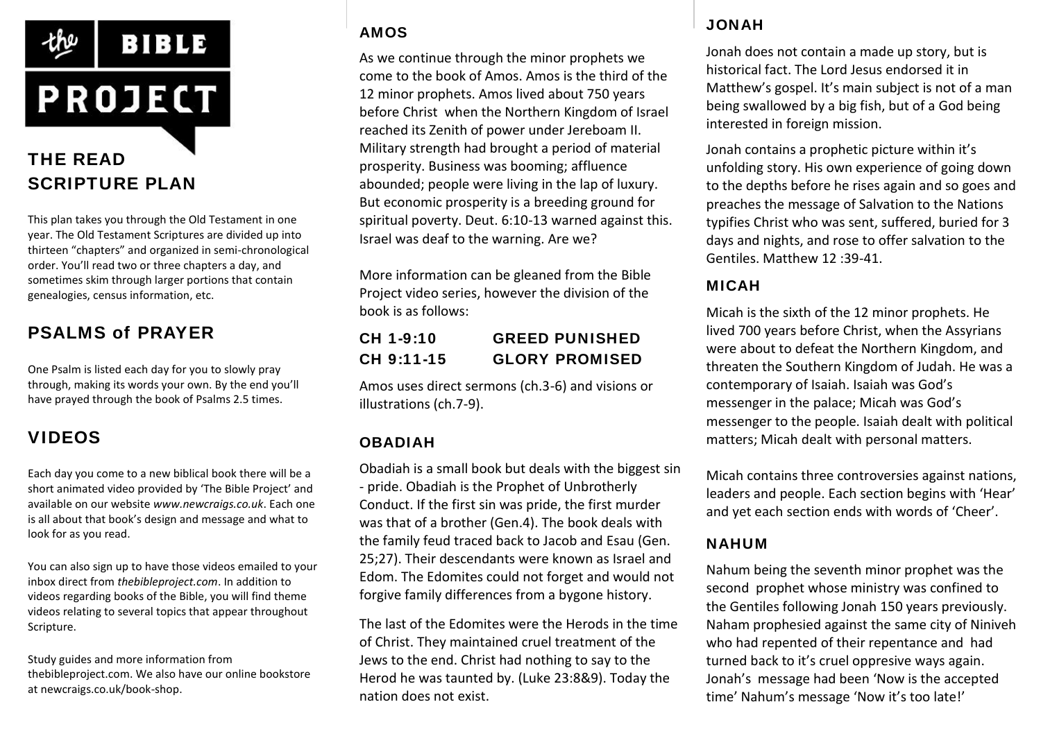# the BIBLE PROJECT

## THE READ SCRIPTURE PLAN

This plan takes you through the Old Testament in one year. The Old Testament Scriptures are divided up into thirteen "chapters" and organized in semi-chronological order. You'll read two or three chapters a day, and sometimes skim through larger portions that contain genealogies, census information, etc.

## PSALMS of PRAYER

One Psalm is listed each day for you to slowly pray through, making its words your own. By the end you'll have prayed through the book of Psalms 2.5 times.

## VIDEOS

Each day you come to a new biblical book there will be a short animated video provided by 'The Bible Project' and available on our website *www.newcraigs.co.uk*. Each one is all about that book's design and message and what to look for as you read.

You can also sign up to have those videos emailed to your inbox direct from *thebibleproject.com*. In addition to videos regarding books of the Bible, you will find theme videos relating to several topics that appear throughout Scripture.

Study guides and more information from thebibleproject.com. We also have our online bookstore at newcraigs.co.uk/book-shop.

### AMOS

As we continue through the minor prophets we come to the book of Amos. Amos is the third of the 12 minor prophets. Amos lived about 750 years before Christ when the Northern Kingdom of Israel reached its Zenith of power under Jereboam II. Military strength had brought a period of material prosperity. Business was booming; affluence abounded; people were living in the lap of luxury. But economic prosperity is a breeding ground for spiritual poverty. Deut. 6:10-13 warned against this. Israel was deaf to the warning. Are we?

More information can be gleaned from the Bible Project video series, however the division of the book is as follows:

**CH 1-9:10** — **GREED PUNISHED**
**CH 9:11-15** — **GLORY PROMISED**

Amos uses direct sermons (ch.3-6) and visions or illustrations (ch.7-9).

### OBADIAH

Obadiah is a small book but deals with the biggest sin - pride. Obadiah is the Prophet of Unbrotherly Conduct. If the first sin was pride, the first murder was that of a brother (Gen.4). The book deals with the family feud traced back to Jacob and Esau (Gen. 25;27). Their descendants were known as Israel and Edom. The Edomites could not forget and would not forgive family differences from a bygone history.

The last of the Edomites were the Herods in the time of Christ. They maintained cruel treatment of the Jews to the end. Christ had nothing to say to the Herod he was taunted by. (Luke 23:8&9). Today the nation does not exist.

### JONAH

Jonah does not contain a made up story, but is historical fact. The Lord Jesus endorsed it in Matthew's gospel. It's main subject is not of a man being swallowed by a big fish, but of a God being interested in foreign mission.

Jonah contains a prophetic picture within it's unfolding story. His own experience of going down to the depths before he rises again and so goes and preaches the message of Salvation to the Nations typifies Christ who was sent, suffered, buried for 3 days and nights, and rose to offer salvation to the Gentiles. Matthew 12 :39-41.

### MICAH

Micah is the sixth of the 12 minor prophets. He lived 700 years before Christ, when the Assyrians were about to defeat the Northern Kingdom, and threaten the Southern Kingdom of Judah. He was a contemporary of Isaiah. Isaiah was God's messenger in the palace; Micah was God's messenger to the people. Isaiah dealt with political matters; Micah dealt with personal matters.

Micah contains three controversies against nations, leaders and people. Each section begins with 'Hear' and yet each section ends with words of 'Cheer'.

### NAHUM

Nahum being the seventh minor prophet was the second prophet whose ministry was confined to the Gentiles following Jonah 150 years previously. Naham prophesied against the same city of Niniveh who had repented of their repentance and had turned back to it's cruel oppresive ways again. Jonah's message had been 'Now is the accepted time' Nahum's message 'Now it's too late!'